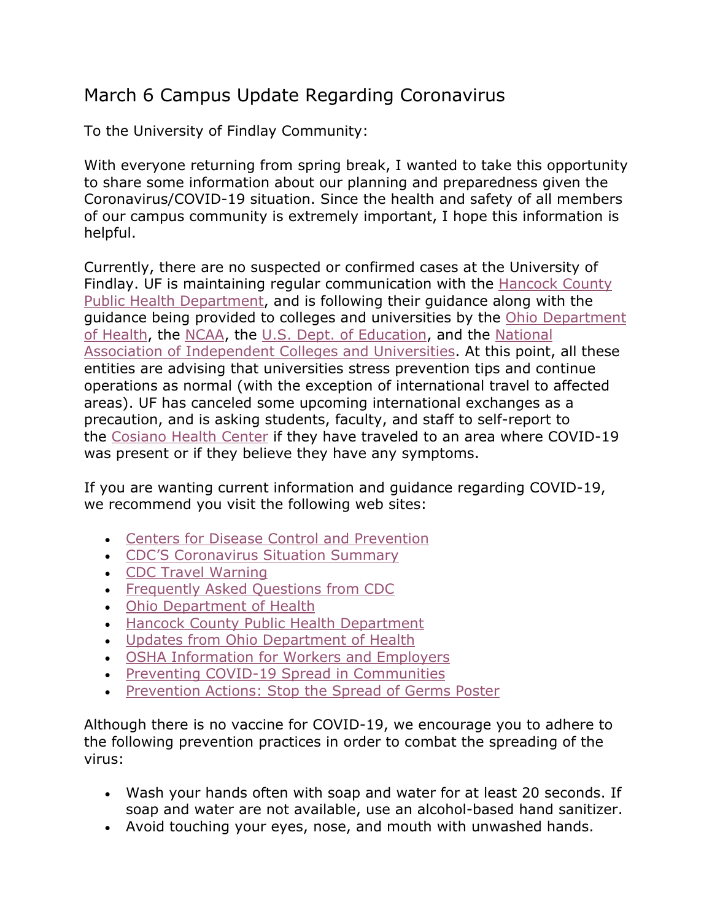# March 6 Campus Update Regarding Coronavirus

To the University of Findlay Community:

With everyone returning from spring break, I wanted to take this opportunity to share some information about our planning and preparedness given the Coronavirus/COVID-19 situation. Since the health and safety of all members of our campus community is extremely important, I hope this information is helpful.

Currently, there are no suspected or confirmed cases at the University of Findlay. UF is maintaining regular communication with the Hancock County Public Health Department, and is following their guidance along with the guidance being provided to colleges and universities by the Ohio Department of Health, the NCAA, the U.S. Dept. of Education, and the National Association of Independent Colleges and Universities. At this point, all these entities are advising that universities stress prevention tips and continue operations as normal (with the exception of international travel to affected areas). UF has canceled some upcoming international exchanges as a precaution, and is asking students, faculty, and staff to self-report to the Cosiano Health Center if they have traveled to an area where COVID-19 was present or if they believe they have any symptoms.

If you are wanting current information and guidance regarding COVID-19, we recommend you visit the following web sites:

- Centers for Disease Control and Prevention
- CDC'S Coronavirus Situation Summary
- CDC Travel Warning
- Frequently Asked Questions from CDC
- Ohio Department of Health
- Hancock County Public Health Department
- Updates from Ohio Department of Health
- OSHA Information for Workers and Employers
- Preventing COVID-19 Spread in Communities
- Prevention Actions: Stop the Spread of Germs Poster

Although there is no vaccine for COVID-19, we encourage you to adhere to the following prevention practices in order to combat the spreading of the virus:

- Wash your hands often with soap and water for at least 20 seconds. If soap and water are not available, use an alcohol-based hand sanitizer.
- Avoid touching your eyes, nose, and mouth with unwashed hands.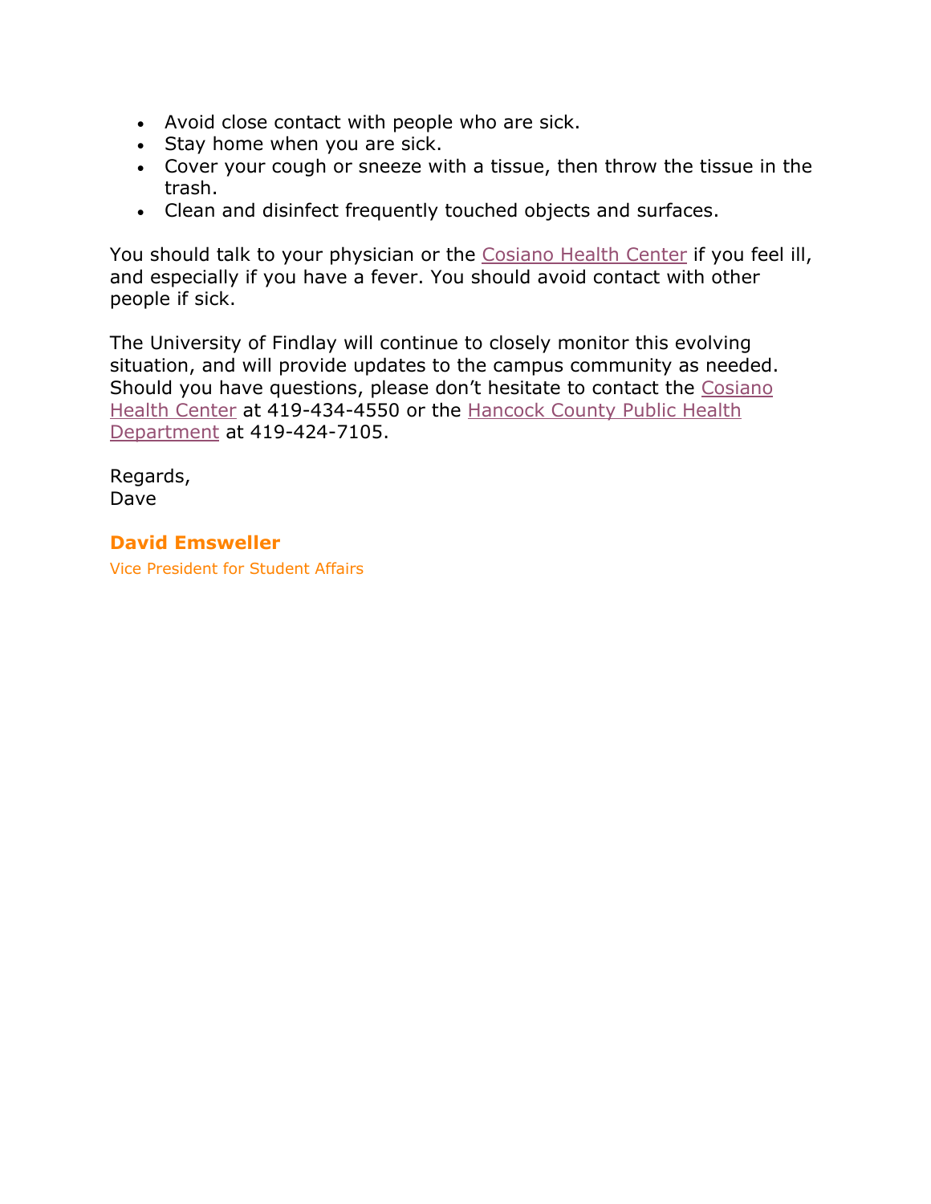- Avoid close contact with people who are sick.
- Stay home when you are sick.
- Cover your cough or sneeze with a tissue, then throw the tissue in the trash.
- Clean and disinfect frequently touched objects and surfaces.

You should talk to your physician or the Cosiano Health Center if you feel ill, and especially if you have a fever. You should avoid contact with other people if sick.

The University of Findlay will continue to closely monitor this evolving situation, and will provide updates to the campus community as needed. Should you have questions, please don't hesitate to contact the Cosiano Health Center at 419-434-4550 or the Hancock County Public Health Department at 419-424-7105.

Regards,
Dave

**David Emsweller**
Vice President for Student Affairs